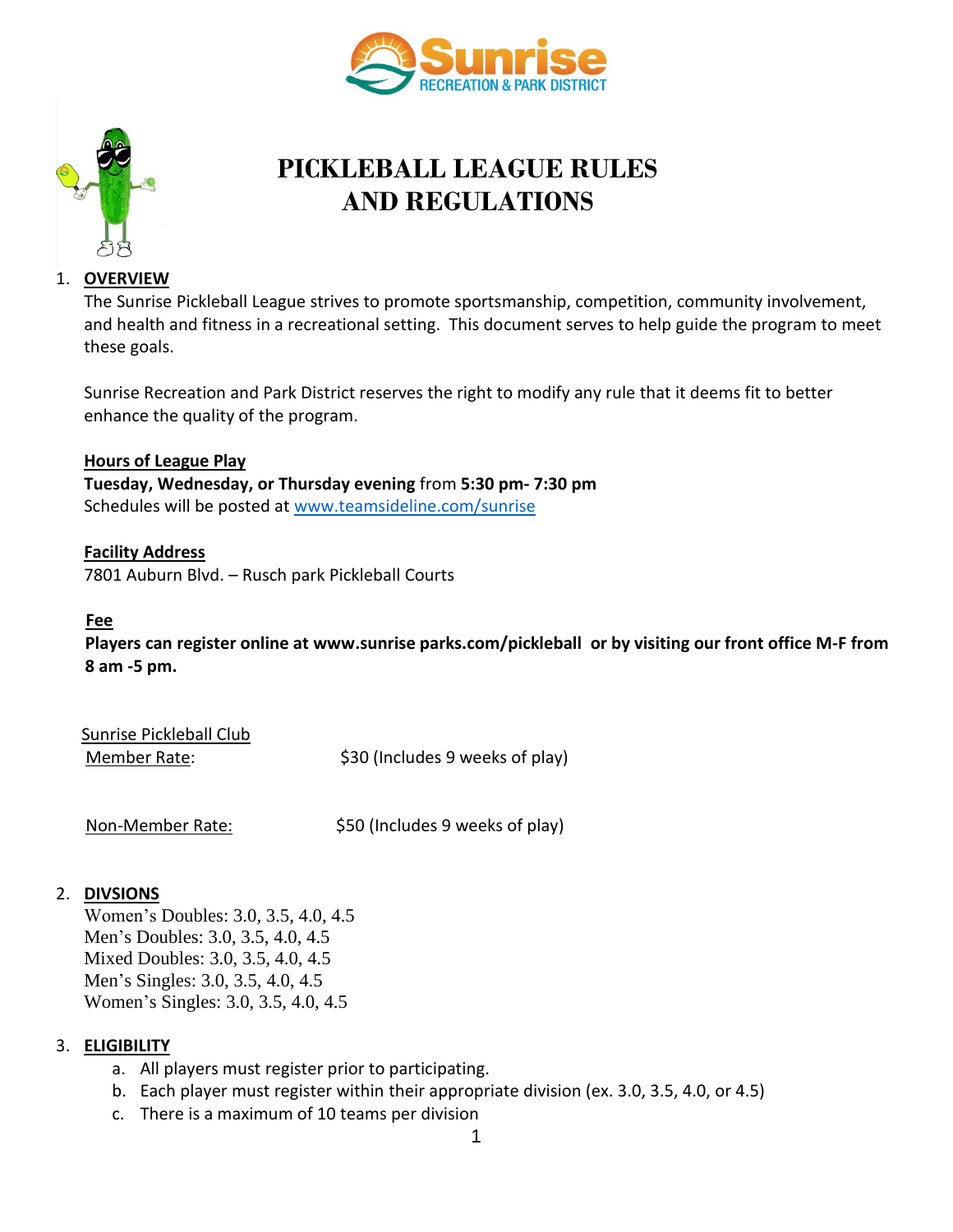# PICKLEBALL LEAGUE RULES AND REGULATIONS

1. **OVERVIEW**

   The Sunrise Pickleball League strives to promote sportsmanship, competition, community involvement, and health and fitness in a recreational setting. This document serves to help guide the program to meet these goals.

   Sunrise Recreation and Park District reserves the right to modify any rule that it deems fit to better enhance the quality of the program.

   **Hours of League Play**

   **Tuesday, Wednesday, or Thursday evening** from **5:30 pm- 7:30 pm**
   Schedules will be posted at www.teamsideline.com/sunrise

   **Facility Address**

   7801 Auburn Blvd. – Rusch park Pickleball Courts

   **Fee**

   **Players can register online at www.sunrise parks.com/pickleball or by visiting our front office M-F from 8 am -5 pm.**

   Sunrise Pickleball Club
   Member Rate: $30 (Includes 9 weeks of play)

   Non-Member Rate: $50 (Includes 9 weeks of play)

2. **DIVSIONS**

   Women's Doubles: 3.0, 3.5, 4.0, 4.5
   Men's Doubles: 3.0, 3.5, 4.0, 4.5
   Mixed Doubles: 3.0, 3.5, 4.0, 4.5
   Men's Singles: 3.0, 3.5, 4.0, 4.5
   Women's Singles: 3.0, 3.5, 4.0, 4.5

3. **ELIGIBILITY**

   a. All players must register prior to participating.
   b. Each player must register within their appropriate division (ex. 3.0, 3.5, 4.0, or 4.5)
   c. There is a maximum of 10 teams per division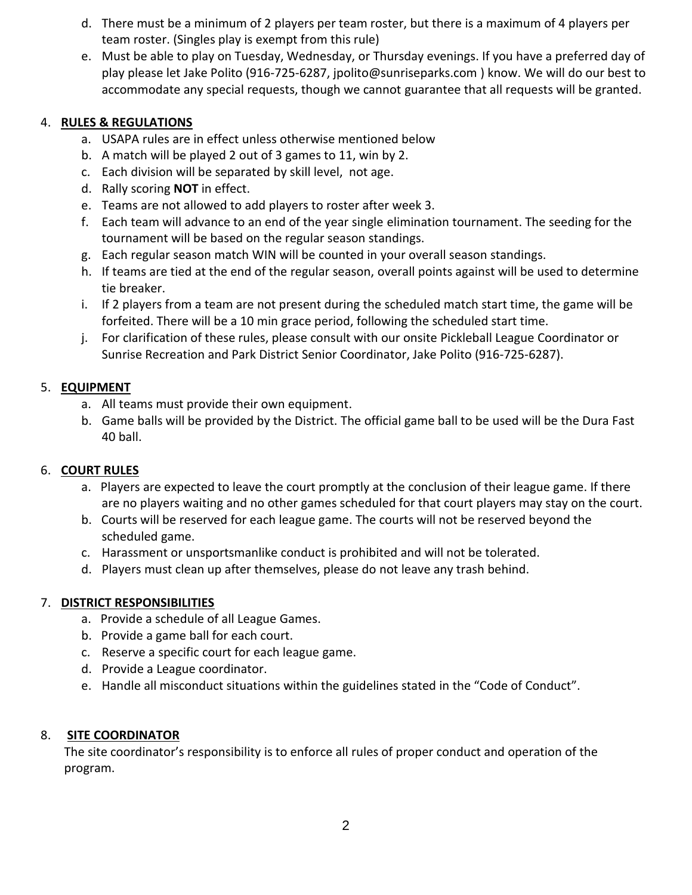d. There must be a minimum of 2 players per team roster, but there is a maximum of 4 players per team roster. (Singles play is exempt from this rule)

e. Must be able to play on Tuesday, Wednesday, or Thursday evenings. If you have a preferred day of play please let Jake Polito (916-725-6287, jpolito@sunriseparks.com ) know. We will do our best to accommodate any special requests, though we cannot guarantee that all requests will be granted.

4. **RULES & REGULATIONS**
   a. USAPA rules are in effect unless otherwise mentioned below
   b. A match will be played 2 out of 3 games to 11, win by 2.
   c. Each division will be separated by skill level, not age.
   d. Rally scoring **NOT** in effect.
   e. Teams are not allowed to add players to roster after week 3.
   f. Each team will advance to an end of the year single elimination tournament. The seeding for the tournament will be based on the regular season standings.
   g. Each regular season match WIN will be counted in your overall season standings.
   h. If teams are tied at the end of the regular season, overall points against will be used to determine tie breaker.
   i. If 2 players from a team are not present during the scheduled match start time, the game will be forfeited. There will be a 10 min grace period, following the scheduled start time.
   j. For clarification of these rules, please consult with our onsite Pickleball League Coordinator or Sunrise Recreation and Park District Senior Coordinator, Jake Polito (916-725-6287).

5. **EQUIPMENT**
   a. All teams must provide their own equipment.
   b. Game balls will be provided by the District. The official game ball to be used will be the Dura Fast 40 ball.

6. **COURT RULES**
   a. Players are expected to leave the court promptly at the conclusion of their league game. If there are no players waiting and no other games scheduled for that court players may stay on the court.
   b. Courts will be reserved for each league game. The courts will not be reserved beyond the scheduled game.
   c. Harassment or unsportsmanlike conduct is prohibited and will not be tolerated.
   d. Players must clean up after themselves, please do not leave any trash behind.

7. **DISTRICT RESPONSIBILITIES**
   a. Provide a schedule of all League Games.
   b. Provide a game ball for each court.
   c. Reserve a specific court for each league game.
   d. Provide a League coordinator.
   e. Handle all misconduct situations within the guidelines stated in the "Code of Conduct".

8. **SITE COORDINATOR**

   The site coordinator's responsibility is to enforce all rules of proper conduct and operation of the program.